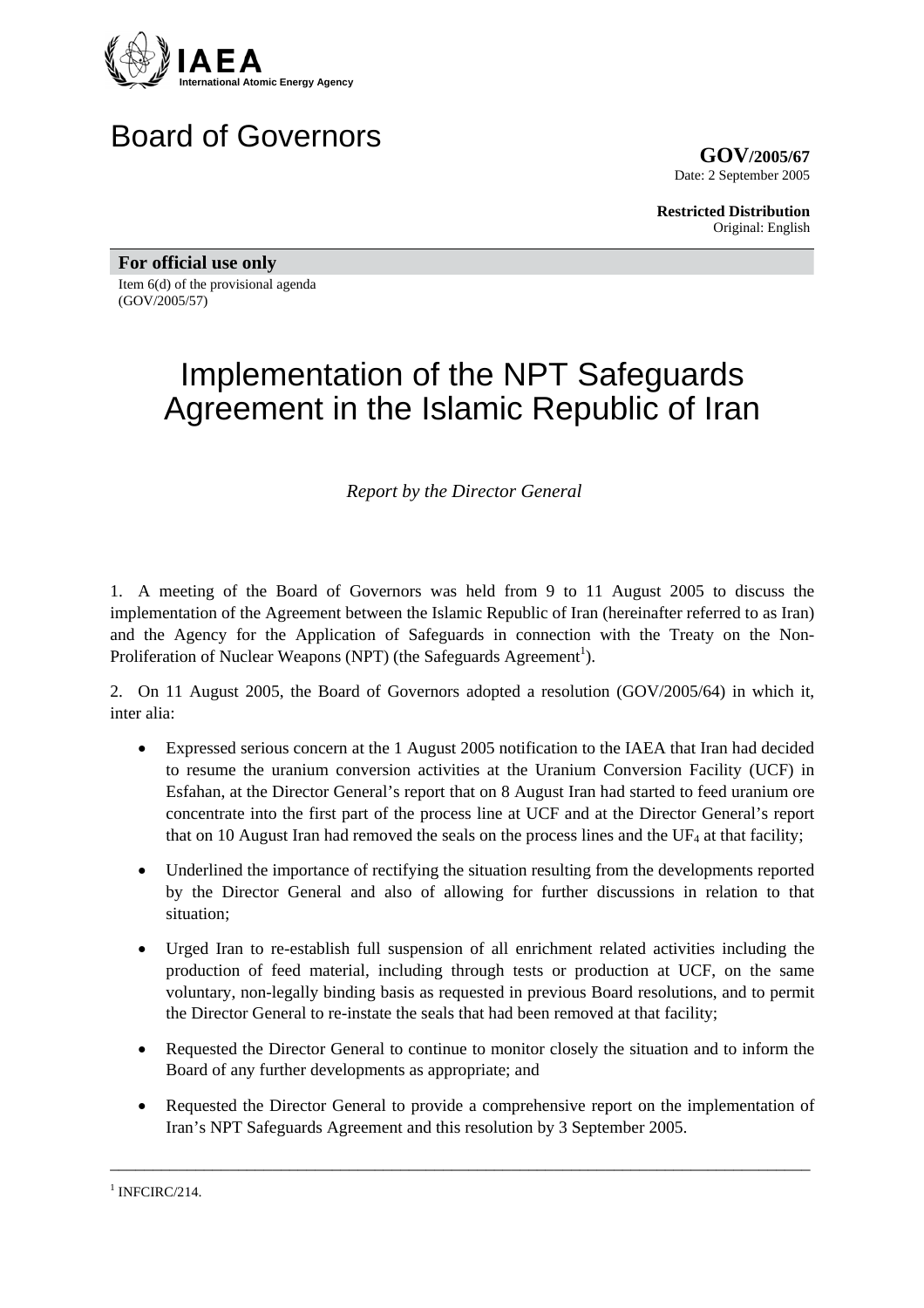IAEA
International Atomic Energy Agency

# Board of Governors

**GOV/2005/67**
Date: 2 September 2005

**Restricted Distribution**
Original: English

**For official use only**

Item 6(d) of the provisional agenda
(GOV/2005/57)

# Implementation of the NPT Safeguards Agreement in the Islamic Republic of Iran

*Report by the Director General*

1. A meeting of the Board of Governors was held from 9 to 11 August 2005 to discuss the implementation of the Agreement between the Islamic Republic of Iran (hereinafter referred to as Iran) and the Agency for the Application of Safeguards in connection with the Treaty on the Non-Proliferation of Nuclear Weapons (NPT) (the Safeguards Agreement[1]).

2. On 11 August 2005, the Board of Governors adopted a resolution (GOV/2005/64) in which it, inter alia:

- Expressed serious concern at the 1 August 2005 notification to the IAEA that Iran had decided to resume the uranium conversion activities at the Uranium Conversion Facility (UCF) in Esfahan, at the Director General's report that on 8 August Iran had started to feed uranium ore concentrate into the first part of the process line at UCF and at the Director General's report that on 10 August Iran had removed the seals on the process lines and the $UF_4$ at that facility;
- Underlined the importance of rectifying the situation resulting from the developments reported by the Director General and also of allowing for further discussions in relation to that situation;
- Urged Iran to re-establish full suspension of all enrichment related activities including the production of feed material, including through tests or production at UCF, on the same voluntary, non-legally binding basis as requested in previous Board resolutions, and to permit the Director General to re-instate the seals that had been removed at that facility;
- Requested the Director General to continue to monitor closely the situation and to inform the Board of any further developments as appropriate; and
- Requested the Director General to provide a comprehensive report on the implementation of Iran's NPT Safeguards Agreement and this resolution by 3 September 2005.

---

[1] INFCIRC/214.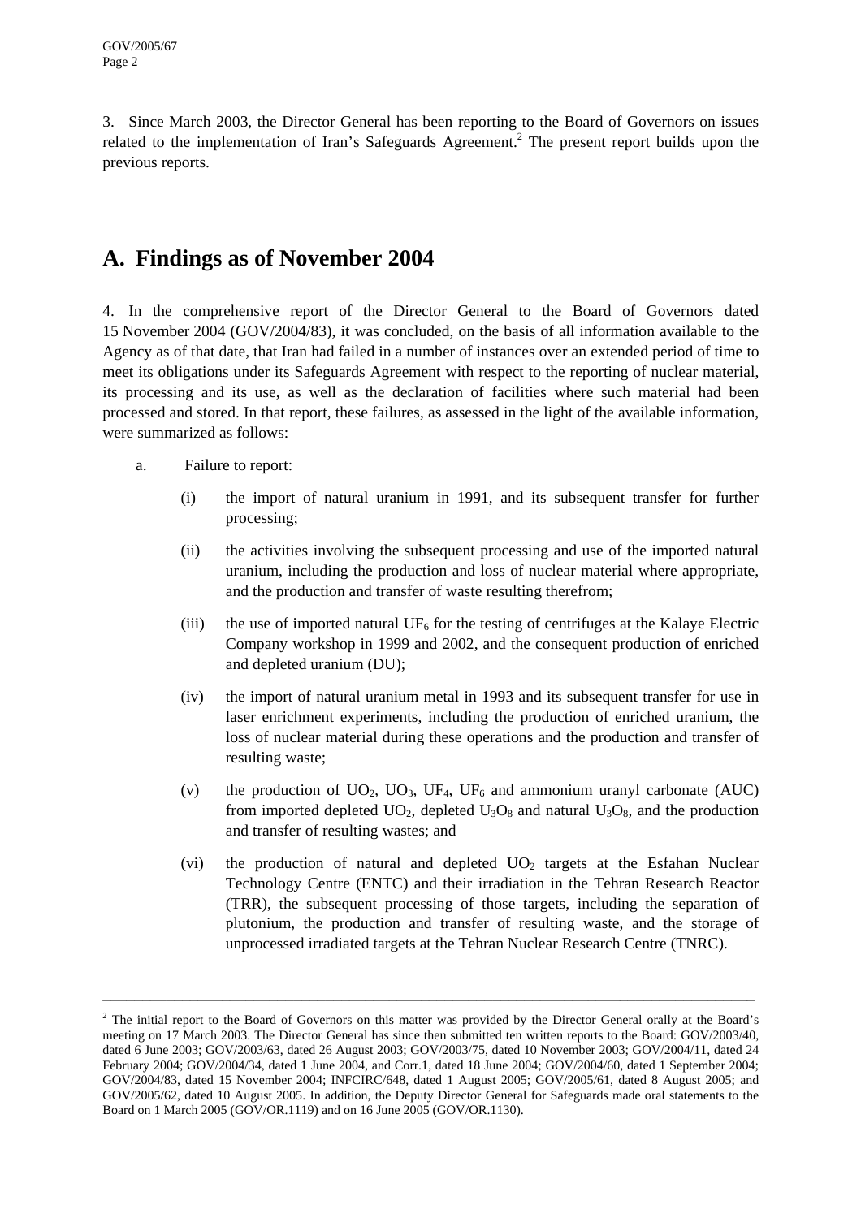3. Since March 2003, the Director General has been reporting to the Board of Governors on issues related to the implementation of Iran's Safeguards Agreement.[2] The present report builds upon the previous reports.

## A. Findings as of November 2004

4. In the comprehensive report of the Director General to the Board of Governors dated 15 November 2004 (GOV/2004/83), it was concluded, on the basis of all information available to the Agency as of that date, that Iran had failed in a number of instances over an extended period of time to meet its obligations under its Safeguards Agreement with respect to the reporting of nuclear material, its processing and its use, as well as the declaration of facilities where such material had been processed and stored. In that report, these failures, as assessed in the light of the available information, were summarized as follows:

a. Failure to report:

(i) the import of natural uranium in 1991, and its subsequent transfer for further processing;

(ii) the activities involving the subsequent processing and use of the imported natural uranium, including the production and loss of nuclear material where appropriate, and the production and transfer of waste resulting therefrom;

(iii) the use of imported natural $UF_6$ for the testing of centrifuges at the Kalaye Electric Company workshop in 1999 and 2002, and the consequent production of enriched and depleted uranium (DU);

(iv) the import of natural uranium metal in 1993 and its subsequent transfer for use in laser enrichment experiments, including the production of enriched uranium, the loss of nuclear material during these operations and the production and transfer of resulting waste;

(v) the production of $UO_2$, $UO_3$, $UF_4$, $UF_6$ and ammonium uranyl carbonate (AUC) from imported depleted $UO_2$, depleted $U_3O_8$ and natural $U_3O_8$, and the production and transfer of resulting wastes; and

(vi) the production of natural and depleted $UO_2$ targets at the Esfahan Nuclear Technology Centre (ENTC) and their irradiation in the Tehran Research Reactor (TRR), the subsequent processing of those targets, including the separation of plutonium, the production and transfer of resulting waste, and the storage of unprocessed irradiated targets at the Tehran Nuclear Research Centre (TNRC).

---

[2] The initial report to the Board of Governors on this matter was provided by the Director General orally at the Board's meeting on 17 March 2003. The Director General has since then submitted ten written reports to the Board: GOV/2003/40, dated 6 June 2003; GOV/2003/63, dated 26 August 2003; GOV/2003/75, dated 10 November 2003; GOV/2004/11, dated 24 February 2004; GOV/2004/34, dated 1 June 2004, and Corr.1, dated 18 June 2004; GOV/2004/60, dated 1 September 2004; GOV/2004/83, dated 15 November 2004; INFCIRC/648, dated 1 August 2005; GOV/2005/61, dated 8 August 2005; and GOV/2005/62, dated 10 August 2005. In addition, the Deputy Director General for Safeguards made oral statements to the Board on 1 March 2005 (GOV/OR.1119) and on 16 June 2005 (GOV/OR.1130).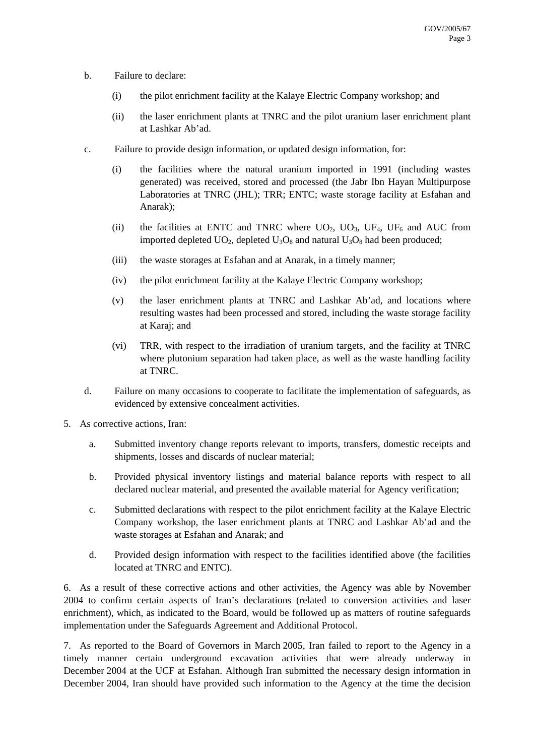b. Failure to declare:

   (i) the pilot enrichment facility at the Kalaye Electric Company workshop; and

   (ii) the laser enrichment plants at TNRC and the pilot uranium laser enrichment plant at Lashkar Ab'ad.

c. Failure to provide design information, or updated design information, for:

   (i) the facilities where the natural uranium imported in 1991 (including wastes generated) was received, stored and processed (the Jabr Ibn Hayan Multipurpose Laboratories at TNRC (JHL); TRR; ENTC; waste storage facility at Esfahan and Anarak);

   (ii) the facilities at ENTC and TNRC where $UO_2$, $UO_3$, $UF_4$, $UF_6$ and AUC from imported depleted $UO_2$, depleted $U_3O_8$ and natural $U_3O_8$ had been produced;

   (iii) the waste storages at Esfahan and at Anarak, in a timely manner;

   (iv) the pilot enrichment facility at the Kalaye Electric Company workshop;

   (v) the laser enrichment plants at TNRC and Lashkar Ab'ad, and locations where resulting wastes had been processed and stored, including the waste storage facility at Karaj; and

   (vi) TRR, with respect to the irradiation of uranium targets, and the facility at TNRC where plutonium separation had taken place, as well as the waste handling facility at TNRC.

d. Failure on many occasions to cooperate to facilitate the implementation of safeguards, as evidenced by extensive concealment activities.

5. As corrective actions, Iran:

   a. Submitted inventory change reports relevant to imports, transfers, domestic receipts and shipments, losses and discards of nuclear material;

   b. Provided physical inventory listings and material balance reports with respect to all declared nuclear material, and presented the available material for Agency verification;

   c. Submitted declarations with respect to the pilot enrichment facility at the Kalaye Electric Company workshop, the laser enrichment plants at TNRC and Lashkar Ab'ad and the waste storages at Esfahan and Anarak; and

   d. Provided design information with respect to the facilities identified above (the facilities located at TNRC and ENTC).

6. As a result of these corrective actions and other activities, the Agency was able by November 2004 to confirm certain aspects of Iran's declarations (related to conversion activities and laser enrichment), which, as indicated to the Board, would be followed up as matters of routine safeguards implementation under the Safeguards Agreement and Additional Protocol.

7. As reported to the Board of Governors in March 2005, Iran failed to report to the Agency in a timely manner certain underground excavation activities that were already underway in December 2004 at the UCF at Esfahan. Although Iran submitted the necessary design information in December 2004, Iran should have provided such information to the Agency at the time the decision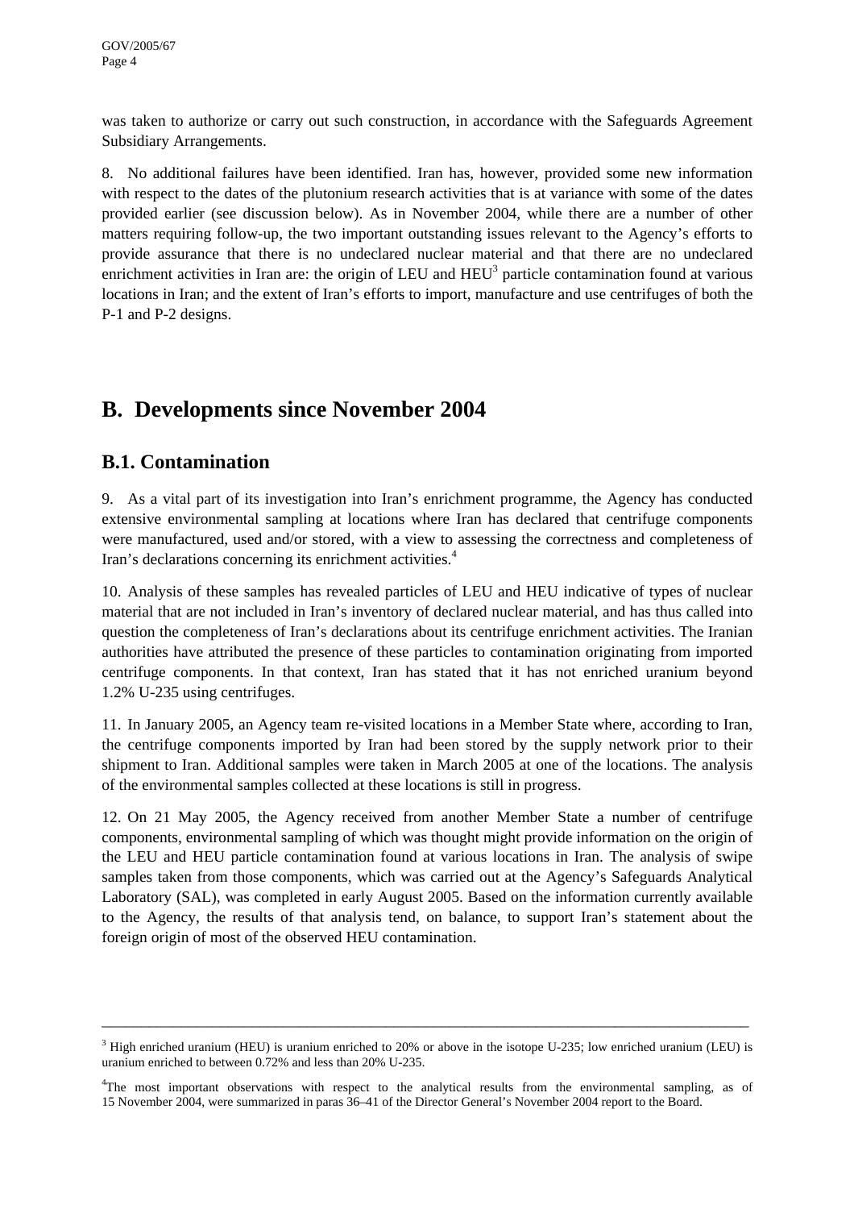was taken to authorize or carry out such construction, in accordance with the Safeguards Agreement Subsidiary Arrangements.

8. No additional failures have been identified. Iran has, however, provided some new information with respect to the dates of the plutonium research activities that is at variance with some of the dates provided earlier (see discussion below). As in November 2004, while there are a number of other matters requiring follow-up, the two important outstanding issues relevant to the Agency's efforts to provide assurance that there is no undeclared nuclear material and that there are no undeclared enrichment activities in Iran are: the origin of LEU and HEU[3] particle contamination found at various locations in Iran; and the extent of Iran's efforts to import, manufacture and use centrifuges of both the P-1 and P-2 designs.

## B. Developments since November 2004

### B.1. Contamination

9. As a vital part of its investigation into Iran's enrichment programme, the Agency has conducted extensive environmental sampling at locations where Iran has declared that centrifuge components were manufactured, used and/or stored, with a view to assessing the correctness and completeness of Iran's declarations concerning its enrichment activities.[4]

10. Analysis of these samples has revealed particles of LEU and HEU indicative of types of nuclear material that are not included in Iran's inventory of declared nuclear material, and has thus called into question the completeness of Iran's declarations about its centrifuge enrichment activities. The Iranian authorities have attributed the presence of these particles to contamination originating from imported centrifuge components. In that context, Iran has stated that it has not enriched uranium beyond 1.2% U-235 using centrifuges.

11. In January 2005, an Agency team re-visited locations in a Member State where, according to Iran, the centrifuge components imported by Iran had been stored by the supply network prior to their shipment to Iran. Additional samples were taken in March 2005 at one of the locations. The analysis of the environmental samples collected at these locations is still in progress.

12. On 21 May 2005, the Agency received from another Member State a number of centrifuge components, environmental sampling of which was thought might provide information on the origin of the LEU and HEU particle contamination found at various locations in Iran. The analysis of swipe samples taken from those components, which was carried out at the Agency's Safeguards Analytical Laboratory (SAL), was completed in early August 2005. Based on the information currently available to the Agency, the results of that analysis tend, on balance, to support Iran's statement about the foreign origin of most of the observed HEU contamination.

---

[3] High enriched uranium (HEU) is uranium enriched to 20% or above in the isotope U-235; low enriched uranium (LEU) is uranium enriched to between 0.72% and less than 20% U-235.

[4] The most important observations with respect to the analytical results from the environmental sampling, as of 15 November 2004, were summarized in paras 36–41 of the Director General's November 2004 report to the Board.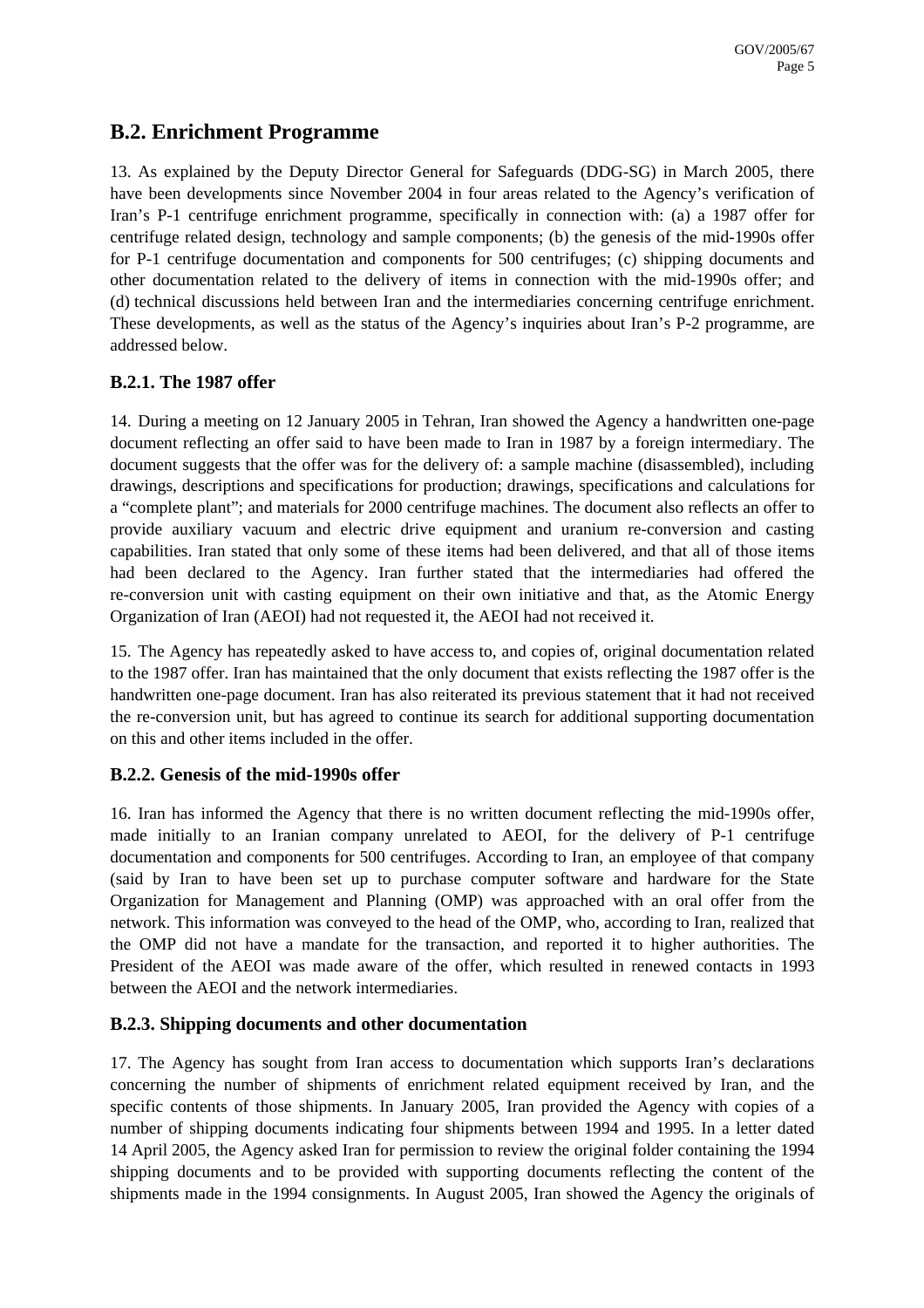## B.2. Enrichment Programme

13. As explained by the Deputy Director General for Safeguards (DDG-SG) in March 2005, there have been developments since November 2004 in four areas related to the Agency's verification of Iran's P-1 centrifuge enrichment programme, specifically in connection with: (a) a 1987 offer for centrifuge related design, technology and sample components; (b) the genesis of the mid-1990s offer for P-1 centrifuge documentation and components for 500 centrifuges; (c) shipping documents and other documentation related to the delivery of items in connection with the mid-1990s offer; and (d) technical discussions held between Iran and the intermediaries concerning centrifuge enrichment. These developments, as well as the status of the Agency's inquiries about Iran's P-2 programme, are addressed below.

### B.2.1. The 1987 offer

14. During a meeting on 12 January 2005 in Tehran, Iran showed the Agency a handwritten one-page document reflecting an offer said to have been made to Iran in 1987 by a foreign intermediary. The document suggests that the offer was for the delivery of: a sample machine (disassembled), including drawings, descriptions and specifications for production; drawings, specifications and calculations for a "complete plant"; and materials for 2000 centrifuge machines. The document also reflects an offer to provide auxiliary vacuum and electric drive equipment and uranium re-conversion and casting capabilities. Iran stated that only some of these items had been delivered, and that all of those items had been declared to the Agency. Iran further stated that the intermediaries had offered the re-conversion unit with casting equipment on their own initiative and that, as the Atomic Energy Organization of Iran (AEOI) had not requested it, the AEOI had not received it.

15. The Agency has repeatedly asked to have access to, and copies of, original documentation related to the 1987 offer. Iran has maintained that the only document that exists reflecting the 1987 offer is the handwritten one-page document. Iran has also reiterated its previous statement that it had not received the re-conversion unit, but has agreed to continue its search for additional supporting documentation on this and other items included in the offer.

### B.2.2. Genesis of the mid-1990s offer

16. Iran has informed the Agency that there is no written document reflecting the mid-1990s offer, made initially to an Iranian company unrelated to AEOI, for the delivery of P-1 centrifuge documentation and components for 500 centrifuges. According to Iran, an employee of that company (said by Iran to have been set up to purchase computer software and hardware for the State Organization for Management and Planning (OMP) was approached with an oral offer from the network. This information was conveyed to the head of the OMP, who, according to Iran, realized that the OMP did not have a mandate for the transaction, and reported it to higher authorities. The President of the AEOI was made aware of the offer, which resulted in renewed contacts in 1993 between the AEOI and the network intermediaries.

### B.2.3. Shipping documents and other documentation

17. The Agency has sought from Iran access to documentation which supports Iran's declarations concerning the number of shipments of enrichment related equipment received by Iran, and the specific contents of those shipments. In January 2005, Iran provided the Agency with copies of a number of shipping documents indicating four shipments between 1994 and 1995. In a letter dated 14 April 2005, the Agency asked Iran for permission to review the original folder containing the 1994 shipping documents and to be provided with supporting documents reflecting the content of the shipments made in the 1994 consignments. In August 2005, Iran showed the Agency the originals of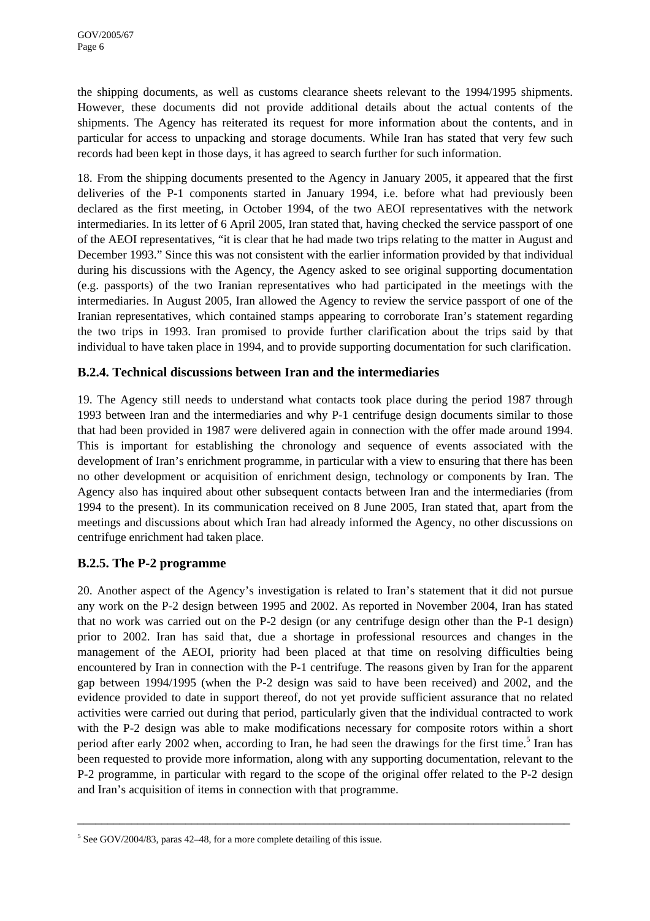the shipping documents, as well as customs clearance sheets relevant to the 1994/1995 shipments. However, these documents did not provide additional details about the actual contents of the shipments. The Agency has reiterated its request for more information about the contents, and in particular for access to unpacking and storage documents. While Iran has stated that very few such records had been kept in those days, it has agreed to search further for such information.

18. From the shipping documents presented to the Agency in January 2005, it appeared that the first deliveries of the P-1 components started in January 1994, i.e. before what had previously been declared as the first meeting, in October 1994, of the two AEOI representatives with the network intermediaries. In its letter of 6 April 2005, Iran stated that, having checked the service passport of one of the AEOI representatives, "it is clear that he had made two trips relating to the matter in August and December 1993." Since this was not consistent with the earlier information provided by that individual during his discussions with the Agency, the Agency asked to see original supporting documentation (e.g. passports) of the two Iranian representatives who had participated in the meetings with the intermediaries. In August 2005, Iran allowed the Agency to review the service passport of one of the Iranian representatives, which contained stamps appearing to corroborate Iran's statement regarding the two trips in 1993. Iran promised to provide further clarification about the trips said by that individual to have taken place in 1994, and to provide supporting documentation for such clarification.

### B.2.4. Technical discussions between Iran and the intermediaries

19. The Agency still needs to understand what contacts took place during the period 1987 through 1993 between Iran and the intermediaries and why P-1 centrifuge design documents similar to those that had been provided in 1987 were delivered again in connection with the offer made around 1994. This is important for establishing the chronology and sequence of events associated with the development of Iran's enrichment programme, in particular with a view to ensuring that there has been no other development or acquisition of enrichment design, technology or components by Iran. The Agency also has inquired about other subsequent contacts between Iran and the intermediaries (from 1994 to the present). In its communication received on 8 June 2005, Iran stated that, apart from the meetings and discussions about which Iran had already informed the Agency, no other discussions on centrifuge enrichment had taken place.

### B.2.5. The P-2 programme

20. Another aspect of the Agency's investigation is related to Iran's statement that it did not pursue any work on the P-2 design between 1995 and 2002. As reported in November 2004, Iran has stated that no work was carried out on the P-2 design (or any centrifuge design other than the P-1 design) prior to 2002. Iran has said that, due a shortage in professional resources and changes in the management of the AEOI, priority had been placed at that time on resolving difficulties being encountered by Iran in connection with the P-1 centrifuge. The reasons given by Iran for the apparent gap between 1994/1995 (when the P-2 design was said to have been received) and 2002, and the evidence provided to date in support thereof, do not yet provide sufficient assurance that no related activities were carried out during that period, particularly given that the individual contracted to work with the P-2 design was able to make modifications necessary for composite rotors within a short period after early 2002 when, according to Iran, he had seen the drawings for the first time.[5] Iran has been requested to provide more information, along with any supporting documentation, relevant to the P-2 programme, in particular with regard to the scope of the original offer related to the P-2 design and Iran's acquisition of items in connection with that programme.

---

[5] See GOV/2004/83, paras 42–48, for a more complete detailing of this issue.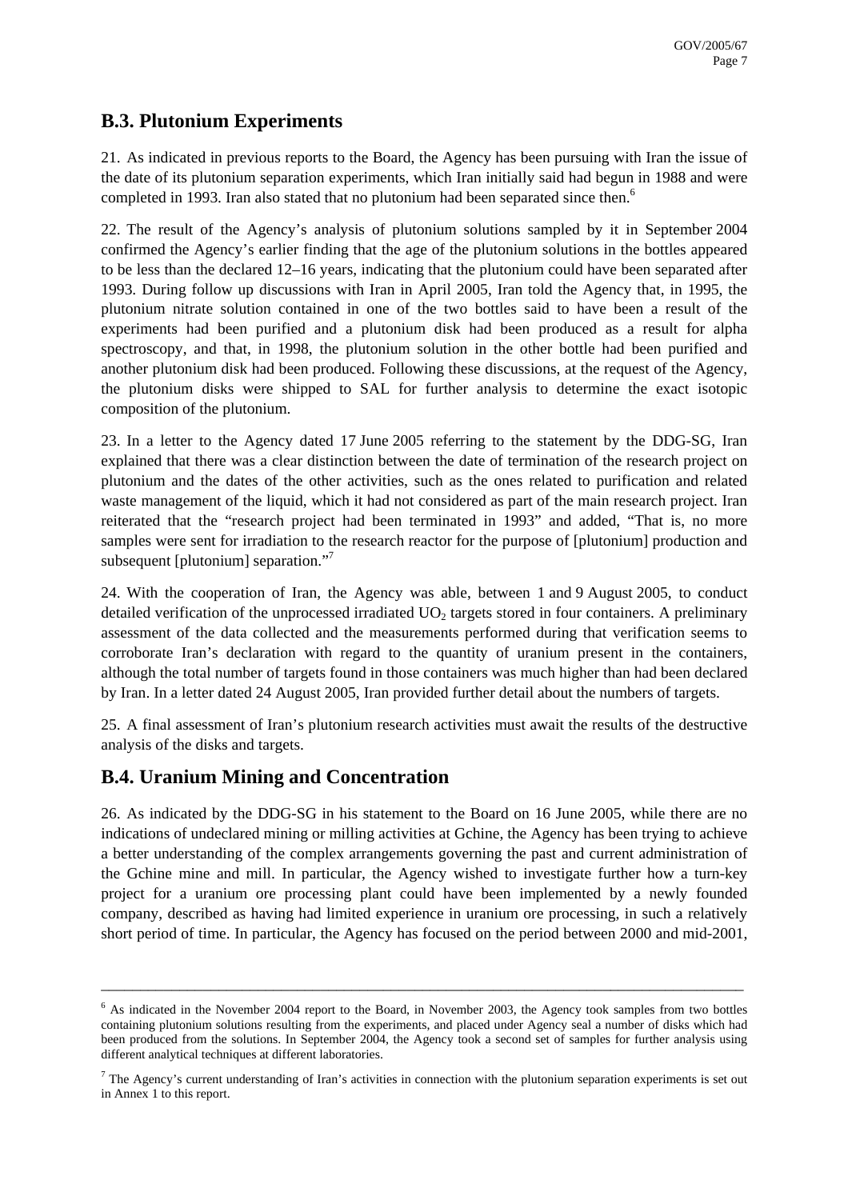## B.3. Plutonium Experiments

21. As indicated in previous reports to the Board, the Agency has been pursuing with Iran the issue of the date of its plutonium separation experiments, which Iran initially said had begun in 1988 and were completed in 1993. Iran also stated that no plutonium had been separated since then.[6]

22. The result of the Agency's analysis of plutonium solutions sampled by it in September 2004 confirmed the Agency's earlier finding that the age of the plutonium solutions in the bottles appeared to be less than the declared 12–16 years, indicating that the plutonium could have been separated after 1993. During follow up discussions with Iran in April 2005, Iran told the Agency that, in 1995, the plutonium nitrate solution contained in one of the two bottles said to have been a result of the experiments had been purified and a plutonium disk had been produced as a result for alpha spectroscopy, and that, in 1998, the plutonium solution in the other bottle had been purified and another plutonium disk had been produced. Following these discussions, at the request of the Agency, the plutonium disks were shipped to SAL for further analysis to determine the exact isotopic composition of the plutonium.

23. In a letter to the Agency dated 17 June 2005 referring to the statement by the DDG-SG, Iran explained that there was a clear distinction between the date of termination of the research project on plutonium and the dates of the other activities, such as the ones related to purification and related waste management of the liquid, which it had not considered as part of the main research project. Iran reiterated that the "research project had been terminated in 1993" and added, "That is, no more samples were sent for irradiation to the research reactor for the purpose of [plutonium] production and subsequent [plutonium] separation."[7]

24. With the cooperation of Iran, the Agency was able, between 1 and 9 August 2005, to conduct detailed verification of the unprocessed irradiated $UO_2$ targets stored in four containers. A preliminary assessment of the data collected and the measurements performed during that verification seems to corroborate Iran's declaration with regard to the quantity of uranium present in the containers, although the total number of targets found in those containers was much higher than had been declared by Iran. In a letter dated 24 August 2005, Iran provided further detail about the numbers of targets.

25. A final assessment of Iran's plutonium research activities must await the results of the destructive analysis of the disks and targets.

## B.4. Uranium Mining and Concentration

26. As indicated by the DDG-SG in his statement to the Board on 16 June 2005, while there are no indications of undeclared mining or milling activities at Gchine, the Agency has been trying to achieve a better understanding of the complex arrangements governing the past and current administration of the Gchine mine and mill. In particular, the Agency wished to investigate further how a turn-key project for a uranium ore processing plant could have been implemented by a newly founded company, described as having had limited experience in uranium ore processing, in such a relatively short period of time. In particular, the Agency has focused on the period between 2000 and mid-2001,

---

[6] As indicated in the November 2004 report to the Board, in November 2003, the Agency took samples from two bottles containing plutonium solutions resulting from the experiments, and placed under Agency seal a number of disks which had been produced from the solutions. In September 2004, the Agency took a second set of samples for further analysis using different analytical techniques at different laboratories.

[7] The Agency's current understanding of Iran's activities in connection with the plutonium separation experiments is set out in Annex 1 to this report.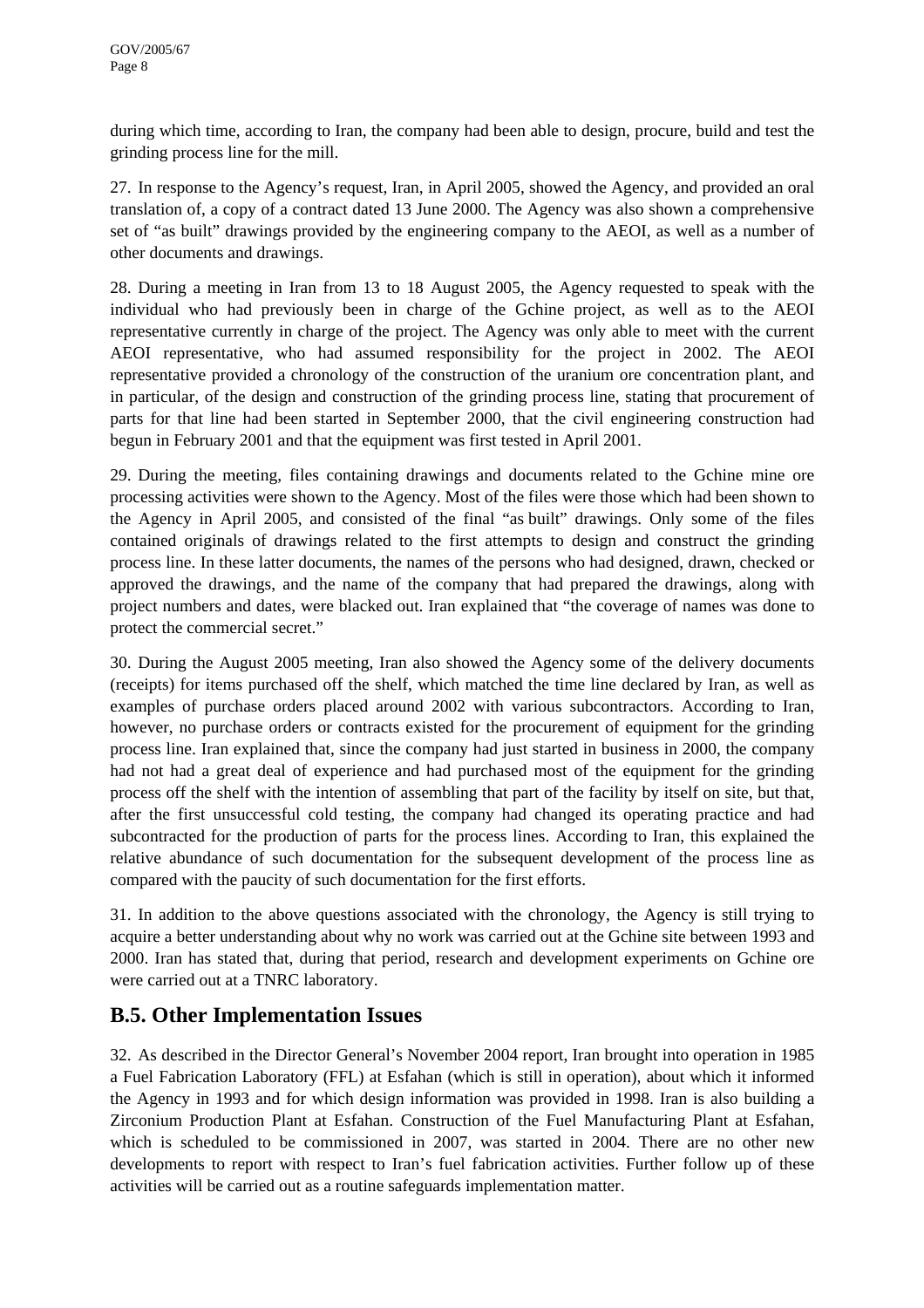during which time, according to Iran, the company had been able to design, procure, build and test the grinding process line for the mill.

27. In response to the Agency's request, Iran, in April 2005, showed the Agency, and provided an oral translation of, a copy of a contract dated 13 June 2000. The Agency was also shown a comprehensive set of "as built" drawings provided by the engineering company to the AEOI, as well as a number of other documents and drawings.

28. During a meeting in Iran from 13 to 18 August 2005, the Agency requested to speak with the individual who had previously been in charge of the Gchine project, as well as to the AEOI representative currently in charge of the project. The Agency was only able to meet with the current AEOI representative, who had assumed responsibility for the project in 2002. The AEOI representative provided a chronology of the construction of the uranium ore concentration plant, and in particular, of the design and construction of the grinding process line, stating that procurement of parts for that line had been started in September 2000, that the civil engineering construction had begun in February 2001 and that the equipment was first tested in April 2001.

29. During the meeting, files containing drawings and documents related to the Gchine mine ore processing activities were shown to the Agency. Most of the files were those which had been shown to the Agency in April 2005, and consisted of the final "as built" drawings. Only some of the files contained originals of drawings related to the first attempts to design and construct the grinding process line. In these latter documents, the names of the persons who had designed, drawn, checked or approved the drawings, and the name of the company that had prepared the drawings, along with project numbers and dates, were blacked out. Iran explained that "the coverage of names was done to protect the commercial secret."

30. During the August 2005 meeting, Iran also showed the Agency some of the delivery documents (receipts) for items purchased off the shelf, which matched the time line declared by Iran, as well as examples of purchase orders placed around 2002 with various subcontractors. According to Iran, however, no purchase orders or contracts existed for the procurement of equipment for the grinding process line. Iran explained that, since the company had just started in business in 2000, the company had not had a great deal of experience and had purchased most of the equipment for the grinding process off the shelf with the intention of assembling that part of the facility by itself on site, but that, after the first unsuccessful cold testing, the company had changed its operating practice and had subcontracted for the production of parts for the process lines. According to Iran, this explained the relative abundance of such documentation for the subsequent development of the process line as compared with the paucity of such documentation for the first efforts.

31. In addition to the above questions associated with the chronology, the Agency is still trying to acquire a better understanding about why no work was carried out at the Gchine site between 1993 and 2000. Iran has stated that, during that period, research and development experiments on Gchine ore were carried out at a TNRC laboratory.

## B.5. Other Implementation Issues

32. As described in the Director General's November 2004 report, Iran brought into operation in 1985 a Fuel Fabrication Laboratory (FFL) at Esfahan (which is still in operation), about which it informed the Agency in 1993 and for which design information was provided in 1998. Iran is also building a Zirconium Production Plant at Esfahan. Construction of the Fuel Manufacturing Plant at Esfahan, which is scheduled to be commissioned in 2007, was started in 2004. There are no other new developments to report with respect to Iran's fuel fabrication activities. Further follow up of these activities will be carried out as a routine safeguards implementation matter.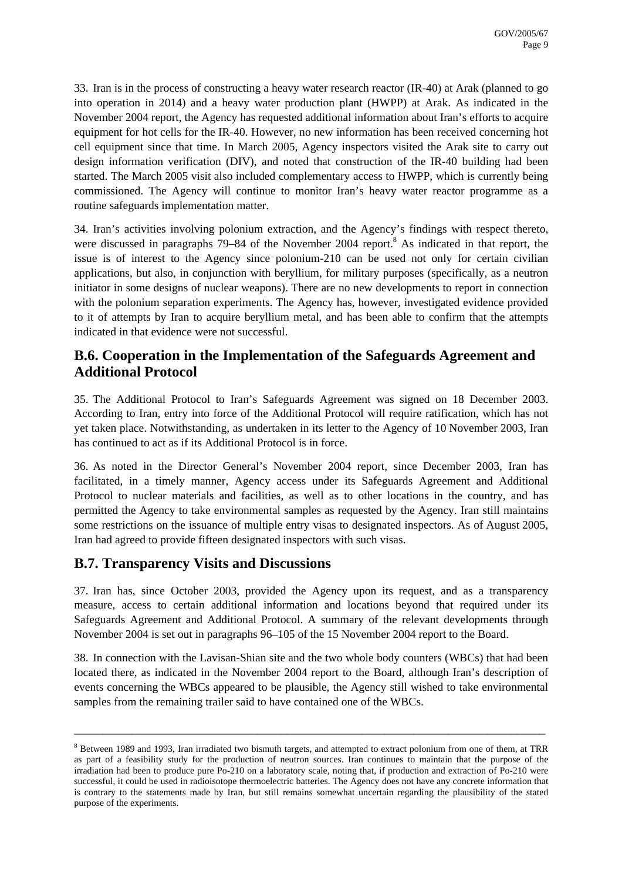33. Iran is in the process of constructing a heavy water research reactor (IR-40) at Arak (planned to go into operation in 2014) and a heavy water production plant (HWPP) at Arak. As indicated in the November 2004 report, the Agency has requested additional information about Iran's efforts to acquire equipment for hot cells for the IR-40. However, no new information has been received concerning hot cell equipment since that time. In March 2005, Agency inspectors visited the Arak site to carry out design information verification (DIV), and noted that construction of the IR-40 building had been started. The March 2005 visit also included complementary access to HWPP, which is currently being commissioned. The Agency will continue to monitor Iran's heavy water reactor programme as a routine safeguards implementation matter.

34. Iran's activities involving polonium extraction, and the Agency's findings with respect thereto, were discussed in paragraphs 79–84 of the November 2004 report.[8] As indicated in that report, the issue is of interest to the Agency since polonium-210 can be used not only for certain civilian applications, but also, in conjunction with beryllium, for military purposes (specifically, as a neutron initiator in some designs of nuclear weapons). There are no new developments to report in connection with the polonium separation experiments. The Agency has, however, investigated evidence provided to it of attempts by Iran to acquire beryllium metal, and has been able to confirm that the attempts indicated in that evidence were not successful.

## B.6. Cooperation in the Implementation of the Safeguards Agreement and Additional Protocol

35. The Additional Protocol to Iran's Safeguards Agreement was signed on 18 December 2003. According to Iran, entry into force of the Additional Protocol will require ratification, which has not yet taken place. Notwithstanding, as undertaken in its letter to the Agency of 10 November 2003, Iran has continued to act as if its Additional Protocol is in force.

36. As noted in the Director General's November 2004 report, since December 2003, Iran has facilitated, in a timely manner, Agency access under its Safeguards Agreement and Additional Protocol to nuclear materials and facilities, as well as to other locations in the country, and has permitted the Agency to take environmental samples as requested by the Agency. Iran still maintains some restrictions on the issuance of multiple entry visas to designated inspectors. As of August 2005, Iran had agreed to provide fifteen designated inspectors with such visas.

## B.7. Transparency Visits and Discussions

37. Iran has, since October 2003, provided the Agency upon its request, and as a transparency measure, access to certain additional information and locations beyond that required under its Safeguards Agreement and Additional Protocol. A summary of the relevant developments through November 2004 is set out in paragraphs 96–105 of the 15 November 2004 report to the Board.

38. In connection with the Lavisan-Shian site and the two whole body counters (WBCs) that had been located there, as indicated in the November 2004 report to the Board, although Iran's description of events concerning the WBCs appeared to be plausible, the Agency still wished to take environmental samples from the remaining trailer said to have contained one of the WBCs.

---

[8] Between 1989 and 1993, Iran irradiated two bismuth targets, and attempted to extract polonium from one of them, at TRR as part of a feasibility study for the production of neutron sources. Iran continues to maintain that the purpose of the irradiation had been to produce pure Po-210 on a laboratory scale, noting that, if production and extraction of Po-210 were successful, it could be used in radioisotope thermoelectric batteries. The Agency does not have any concrete information that is contrary to the statements made by Iran, but still remains somewhat uncertain regarding the plausibility of the stated purpose of the experiments.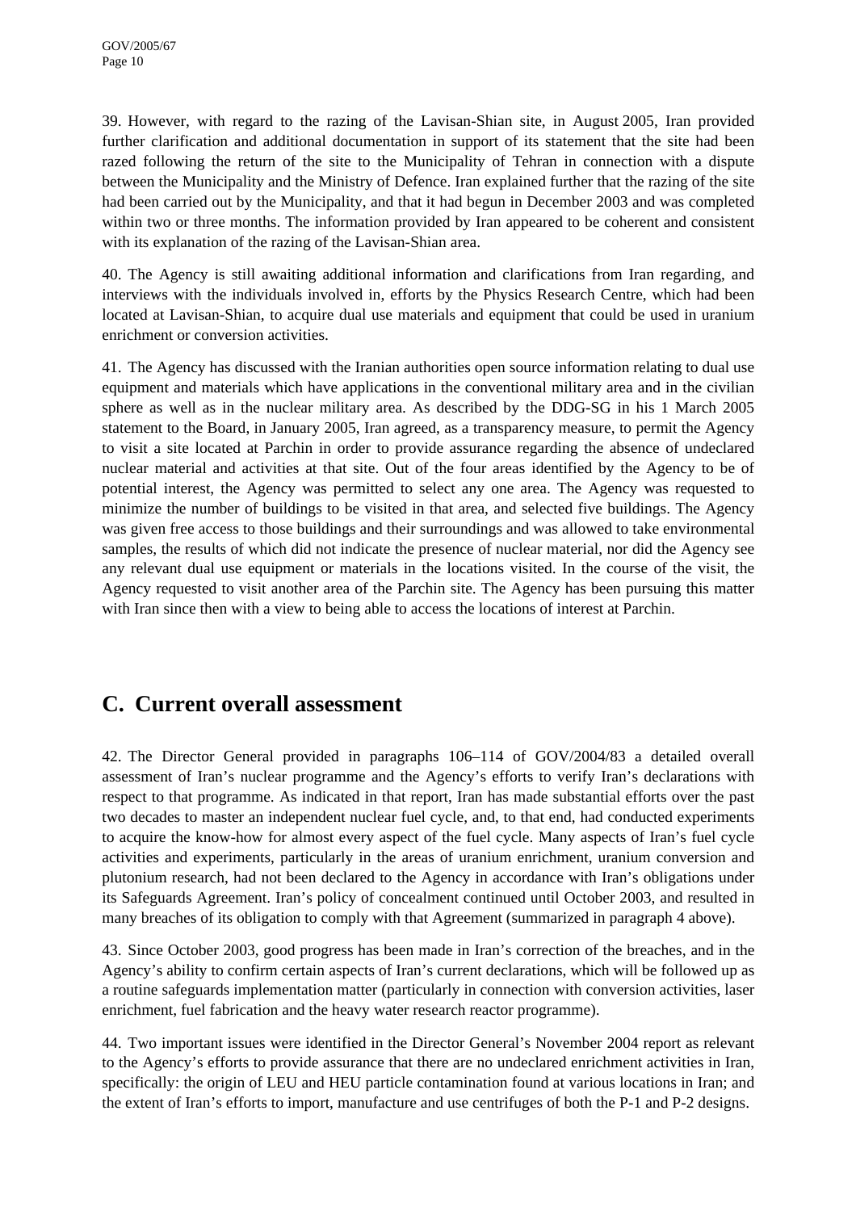39. However, with regard to the razing of the Lavisan-Shian site, in August 2005, Iran provided further clarification and additional documentation in support of its statement that the site had been razed following the return of the site to the Municipality of Tehran in connection with a dispute between the Municipality and the Ministry of Defence. Iran explained further that the razing of the site had been carried out by the Municipality, and that it had begun in December 2003 and was completed within two or three months. The information provided by Iran appeared to be coherent and consistent with its explanation of the razing of the Lavisan-Shian area.

40. The Agency is still awaiting additional information and clarifications from Iran regarding, and interviews with the individuals involved in, efforts by the Physics Research Centre, which had been located at Lavisan-Shian, to acquire dual use materials and equipment that could be used in uranium enrichment or conversion activities.

41. The Agency has discussed with the Iranian authorities open source information relating to dual use equipment and materials which have applications in the conventional military area and in the civilian sphere as well as in the nuclear military area. As described by the DDG-SG in his 1 March 2005 statement to the Board, in January 2005, Iran agreed, as a transparency measure, to permit the Agency to visit a site located at Parchin in order to provide assurance regarding the absence of undeclared nuclear material and activities at that site. Out of the four areas identified by the Agency to be of potential interest, the Agency was permitted to select any one area. The Agency was requested to minimize the number of buildings to be visited in that area, and selected five buildings. The Agency was given free access to those buildings and their surroundings and was allowed to take environmental samples, the results of which did not indicate the presence of nuclear material, nor did the Agency see any relevant dual use equipment or materials in the locations visited. In the course of the visit, the Agency requested to visit another area of the Parchin site. The Agency has been pursuing this matter with Iran since then with a view to being able to access the locations of interest at Parchin.

## C. Current overall assessment

42. The Director General provided in paragraphs 106–114 of GOV/2004/83 a detailed overall assessment of Iran's nuclear programme and the Agency's efforts to verify Iran's declarations with respect to that programme. As indicated in that report, Iran has made substantial efforts over the past two decades to master an independent nuclear fuel cycle, and, to that end, had conducted experiments to acquire the know-how for almost every aspect of the fuel cycle. Many aspects of Iran's fuel cycle activities and experiments, particularly in the areas of uranium enrichment, uranium conversion and plutonium research, had not been declared to the Agency in accordance with Iran's obligations under its Safeguards Agreement. Iran's policy of concealment continued until October 2003, and resulted in many breaches of its obligation to comply with that Agreement (summarized in paragraph 4 above).

43. Since October 2003, good progress has been made in Iran's correction of the breaches, and in the Agency's ability to confirm certain aspects of Iran's current declarations, which will be followed up as a routine safeguards implementation matter (particularly in connection with conversion activities, laser enrichment, fuel fabrication and the heavy water research reactor programme).

44. Two important issues were identified in the Director General's November 2004 report as relevant to the Agency's efforts to provide assurance that there are no undeclared enrichment activities in Iran, specifically: the origin of LEU and HEU particle contamination found at various locations in Iran; and the extent of Iran's efforts to import, manufacture and use centrifuges of both the P-1 and P-2 designs.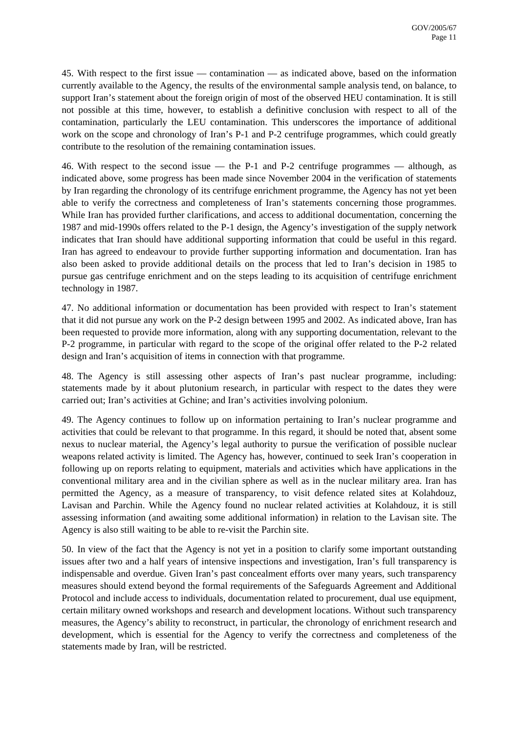45. With respect to the first issue — contamination — as indicated above, based on the information currently available to the Agency, the results of the environmental sample analysis tend, on balance, to support Iran's statement about the foreign origin of most of the observed HEU contamination. It is still not possible at this time, however, to establish a definitive conclusion with respect to all of the contamination, particularly the LEU contamination. This underscores the importance of additional work on the scope and chronology of Iran's P-1 and P-2 centrifuge programmes, which could greatly contribute to the resolution of the remaining contamination issues.

46. With respect to the second issue — the P-1 and P-2 centrifuge programmes — although, as indicated above, some progress has been made since November 2004 in the verification of statements by Iran regarding the chronology of its centrifuge enrichment programme, the Agency has not yet been able to verify the correctness and completeness of Iran's statements concerning those programmes. While Iran has provided further clarifications, and access to additional documentation, concerning the 1987 and mid-1990s offers related to the P-1 design, the Agency's investigation of the supply network indicates that Iran should have additional supporting information that could be useful in this regard. Iran has agreed to endeavour to provide further supporting information and documentation. Iran has also been asked to provide additional details on the process that led to Iran's decision in 1985 to pursue gas centrifuge enrichment and on the steps leading to its acquisition of centrifuge enrichment technology in 1987.

47. No additional information or documentation has been provided with respect to Iran's statement that it did not pursue any work on the P-2 design between 1995 and 2002. As indicated above, Iran has been requested to provide more information, along with any supporting documentation, relevant to the P-2 programme, in particular with regard to the scope of the original offer related to the P-2 related design and Iran's acquisition of items in connection with that programme.

48. The Agency is still assessing other aspects of Iran's past nuclear programme, including: statements made by it about plutonium research, in particular with respect to the dates they were carried out; Iran's activities at Gchine; and Iran's activities involving polonium.

49. The Agency continues to follow up on information pertaining to Iran's nuclear programme and activities that could be relevant to that programme. In this regard, it should be noted that, absent some nexus to nuclear material, the Agency's legal authority to pursue the verification of possible nuclear weapons related activity is limited. The Agency has, however, continued to seek Iran's cooperation in following up on reports relating to equipment, materials and activities which have applications in the conventional military area and in the civilian sphere as well as in the nuclear military area. Iran has permitted the Agency, as a measure of transparency, to visit defence related sites at Kolahdouz, Lavisan and Parchin. While the Agency found no nuclear related activities at Kolahdouz, it is still assessing information (and awaiting some additional information) in relation to the Lavisan site. The Agency is also still waiting to be able to re-visit the Parchin site.

50. In view of the fact that the Agency is not yet in a position to clarify some important outstanding issues after two and a half years of intensive inspections and investigation, Iran's full transparency is indispensable and overdue. Given Iran's past concealment efforts over many years, such transparency measures should extend beyond the formal requirements of the Safeguards Agreement and Additional Protocol and include access to individuals, documentation related to procurement, dual use equipment, certain military owned workshops and research and development locations. Without such transparency measures, the Agency's ability to reconstruct, in particular, the chronology of enrichment research and development, which is essential for the Agency to verify the correctness and completeness of the statements made by Iran, will be restricted.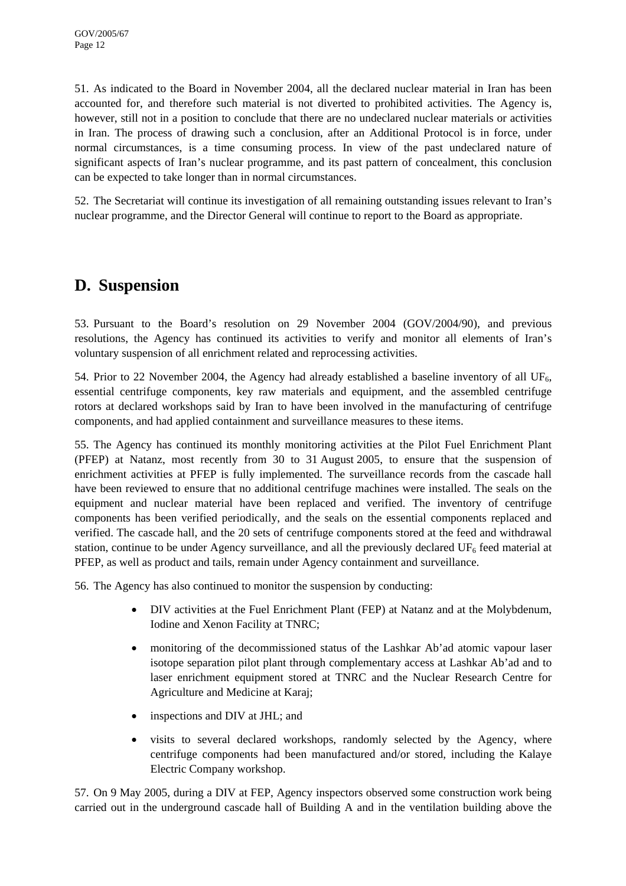51. As indicated to the Board in November 2004, all the declared nuclear material in Iran has been accounted for, and therefore such material is not diverted to prohibited activities. The Agency is, however, still not in a position to conclude that there are no undeclared nuclear materials or activities in Iran. The process of drawing such a conclusion, after an Additional Protocol is in force, under normal circumstances, is a time consuming process. In view of the past undeclared nature of significant aspects of Iran's nuclear programme, and its past pattern of concealment, this conclusion can be expected to take longer than in normal circumstances.

52. The Secretariat will continue its investigation of all remaining outstanding issues relevant to Iran's nuclear programme, and the Director General will continue to report to the Board as appropriate.

## D. Suspension

53. Pursuant to the Board's resolution on 29 November 2004 (GOV/2004/90), and previous resolutions, the Agency has continued its activities to verify and monitor all elements of Iran's voluntary suspension of all enrichment related and reprocessing activities.

54. Prior to 22 November 2004, the Agency had already established a baseline inventory of all $UF_6$, essential centrifuge components, key raw materials and equipment, and the assembled centrifuge rotors at declared workshops said by Iran to have been involved in the manufacturing of centrifuge components, and had applied containment and surveillance measures to these items.

55. The Agency has continued its monthly monitoring activities at the Pilot Fuel Enrichment Plant (PFEP) at Natanz, most recently from 30 to 31 August 2005, to ensure that the suspension of enrichment activities at PFEP is fully implemented. The surveillance records from the cascade hall have been reviewed to ensure that no additional centrifuge machines were installed. The seals on the equipment and nuclear material have been replaced and verified. The inventory of centrifuge components has been verified periodically, and the seals on the essential components replaced and verified. The cascade hall, and the 20 sets of centrifuge components stored at the feed and withdrawal station, continue to be under Agency surveillance, and all the previously declared $UF_6$ feed material at PFEP, as well as product and tails, remain under Agency containment and surveillance.

56. The Agency has also continued to monitor the suspension by conducting:

- DIV activities at the Fuel Enrichment Plant (FEP) at Natanz and at the Molybdenum, Iodine and Xenon Facility at TNRC;
- monitoring of the decommissioned status of the Lashkar Ab'ad atomic vapour laser isotope separation pilot plant through complementary access at Lashkar Ab'ad and to laser enrichment equipment stored at TNRC and the Nuclear Research Centre for Agriculture and Medicine at Karaj;
- inspections and DIV at JHL; and
- visits to several declared workshops, randomly selected by the Agency, where centrifuge components had been manufactured and/or stored, including the Kalaye Electric Company workshop.

57. On 9 May 2005, during a DIV at FEP, Agency inspectors observed some construction work being carried out in the underground cascade hall of Building A and in the ventilation building above the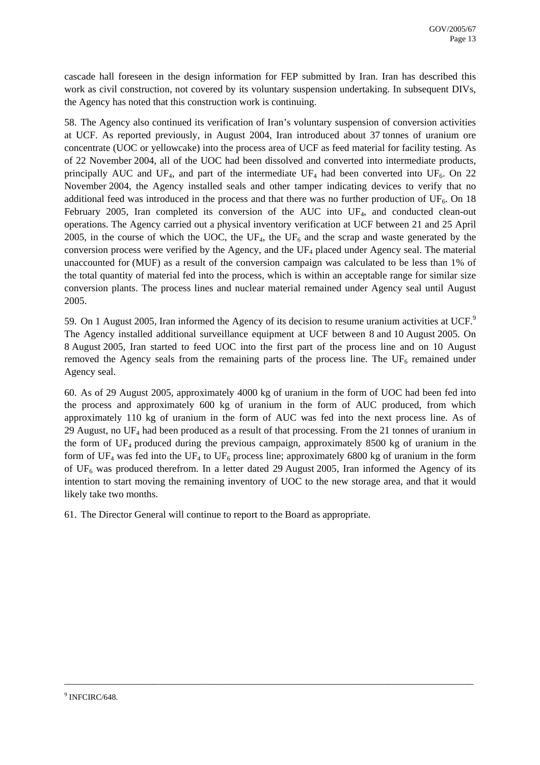cascade hall foreseen in the design information for FEP submitted by Iran. Iran has described this work as civil construction, not covered by its voluntary suspension undertaking. In subsequent DIVs, the Agency has noted that this construction work is continuing.

58. The Agency also continued its verification of Iran's voluntary suspension of conversion activities at UCF. As reported previously, in August 2004, Iran introduced about 37 tonnes of uranium ore concentrate (UOC or yellowcake) into the process area of UCF as feed material for facility testing. As of 22 November 2004, all of the UOC had been dissolved and converted into intermediate products, principally AUC and $UF_4$, and part of the intermediate $UF_4$ had been converted into $UF_6$. On 22 November 2004, the Agency installed seals and other tamper indicating devices to verify that no additional feed was introduced in the process and that there was no further production of $UF_6$. On 18 February 2005, Iran completed its conversion of the AUC into $UF_4$, and conducted clean-out operations. The Agency carried out a physical inventory verification at UCF between 21 and 25 April 2005, in the course of which the UOC, the $UF_4$, the $UF_6$ and the scrap and waste generated by the conversion process were verified by the Agency, and the $UF_4$ placed under Agency seal. The material unaccounted for (MUF) as a result of the conversion campaign was calculated to be less than 1% of the total quantity of material fed into the process, which is within an acceptable range for similar size conversion plants. The process lines and nuclear material remained under Agency seal until August 2005.

59. On 1 August 2005, Iran informed the Agency of its decision to resume uranium activities at UCF.[9] The Agency installed additional surveillance equipment at UCF between 8 and 10 August 2005. On 8 August 2005, Iran started to feed UOC into the first part of the process line and on 10 August removed the Agency seals from the remaining parts of the process line. The $UF_6$ remained under Agency seal.

60. As of 29 August 2005, approximately 4000 kg of uranium in the form of UOC had been fed into the process and approximately 600 kg of uranium in the form of AUC produced, from which approximately 110 kg of uranium in the form of AUC was fed into the next process line. As of 29 August, no $UF_4$ had been produced as a result of that processing. From the 21 tonnes of uranium in the form of $UF_4$ produced during the previous campaign, approximately 8500 kg of uranium in the form of $UF_4$ was fed into the $UF_4$ to $UF_6$ process line; approximately 6800 kg of uranium in the form of $UF_6$ was produced therefrom. In a letter dated 29 August 2005, Iran informed the Agency of its intention to start moving the remaining inventory of UOC to the new storage area, and that it would likely take two months.

61. The Director General will continue to report to the Board as appropriate.

---

[9] INFCIRC/648.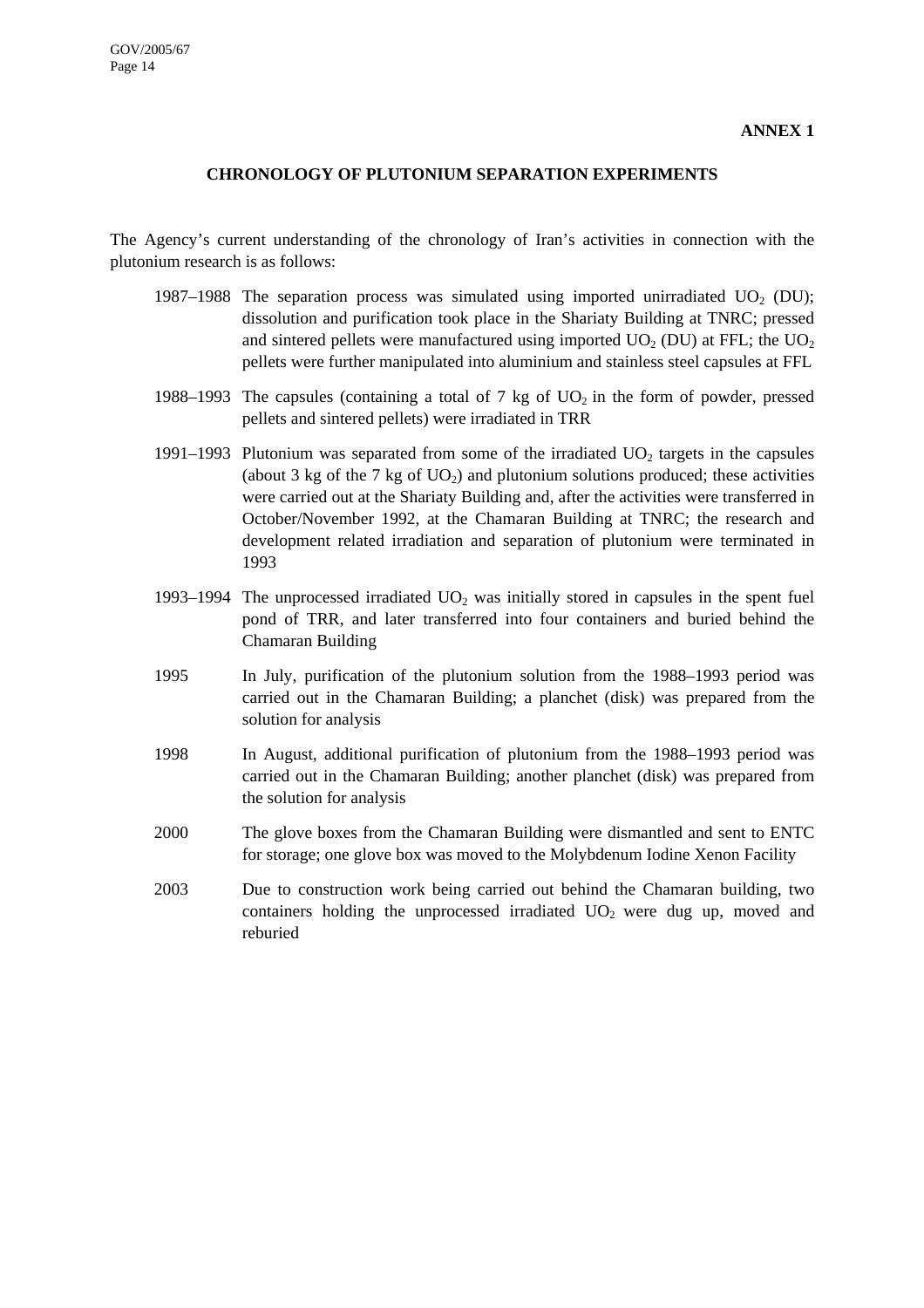**ANNEX 1**

## CHRONOLOGY OF PLUTONIUM SEPARATION EXPERIMENTS

The Agency's current understanding of the chronology of Iran's activities in connection with the plutonium research is as follows:

| | |
|---|---|
| 1987–1988 | The separation process was simulated using imported unirradiated $UO_2$ (DU); dissolution and purification took place in the Shariaty Building at TNRC; pressed and sintered pellets were manufactured using imported $UO_2$ (DU) at FFL; the $UO_2$ pellets were further manipulated into aluminium and stainless steel capsules at FFL |
| 1988–1993 | The capsules (containing a total of 7 kg of $UO_2$ in the form of powder, pressed pellets and sintered pellets) were irradiated in TRR |
| 1991–1993 | Plutonium was separated from some of the irradiated $UO_2$ targets in the capsules (about 3 kg of the 7 kg of $UO_2$) and plutonium solutions produced; these activities were carried out at the Shariaty Building and, after the activities were transferred in October/November 1992, at the Chamaran Building at TNRC; the research and development related irradiation and separation of plutonium were terminated in 1993 |
| 1993–1994 | The unprocessed irradiated $UO_2$ was initially stored in capsules in the spent fuel pond of TRR, and later transferred into four containers and buried behind the Chamaran Building |
| 1995 | In July, purification of the plutonium solution from the 1988–1993 period was carried out in the Chamaran Building; a planchet (disk) was prepared from the solution for analysis |
| 1998 | In August, additional purification of plutonium from the 1988–1993 period was carried out in the Chamaran Building; another planchet (disk) was prepared from the solution for analysis |
| 2000 | The glove boxes from the Chamaran Building were dismantled and sent to ENTC for storage; one glove box was moved to the Molybdenum Iodine Xenon Facility |
| 2003 | Due to construction work being carried out behind the Chamaran building, two containers holding the unprocessed irradiated $UO_2$ were dug up, moved and reburied |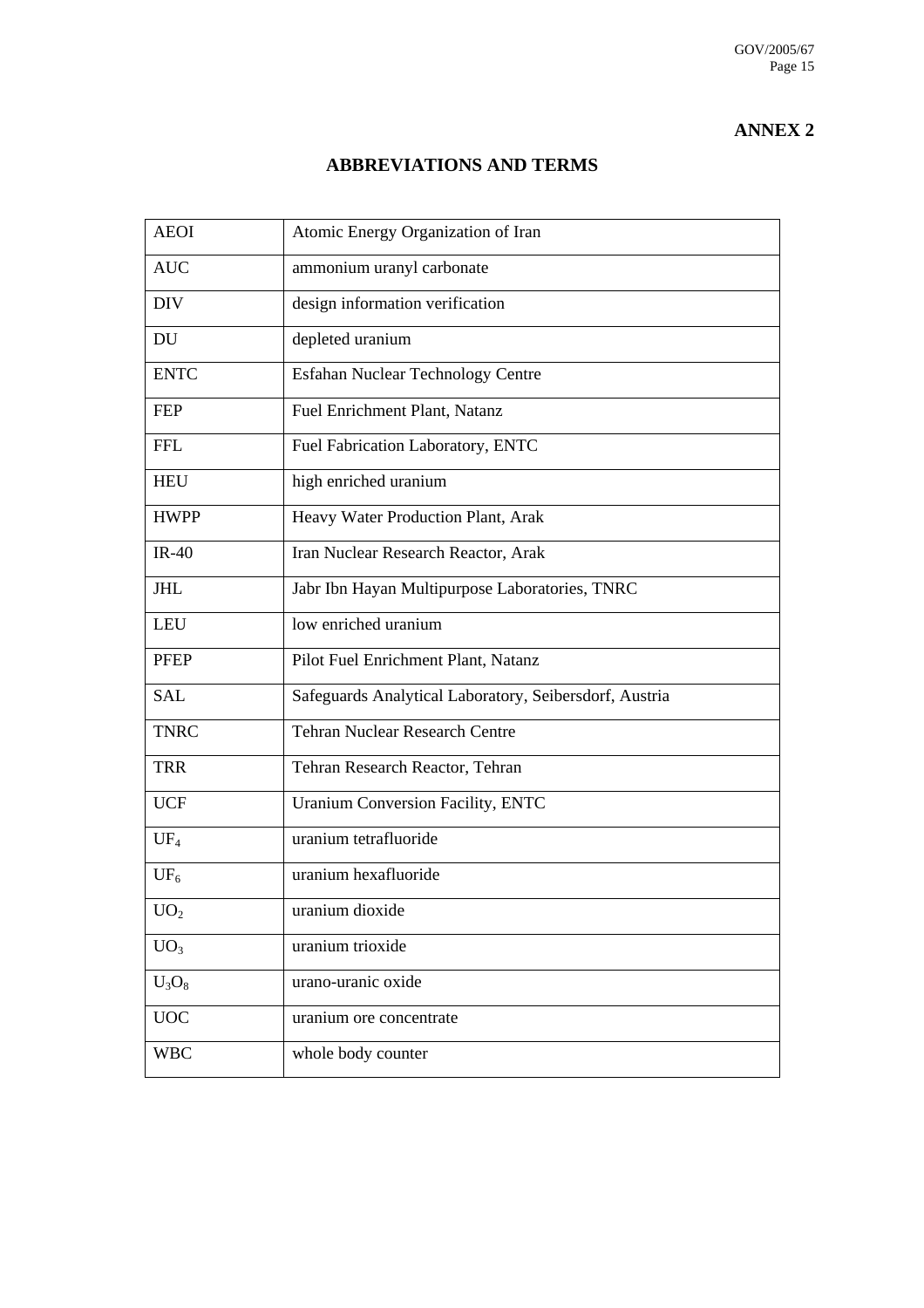## ANNEX 2

## ABBREVIATIONS AND TERMS

| | |
|---|---|
| AEOI | Atomic Energy Organization of Iran |
| AUC | ammonium uranyl carbonate |
| DIV | design information verification |
| DU | depleted uranium |
| ENTC | Esfahan Nuclear Technology Centre |
| FEP | Fuel Enrichment Plant, Natanz |
| FFL | Fuel Fabrication Laboratory, ENTC |
| HEU | high enriched uranium |
| HWPP | Heavy Water Production Plant, Arak |
| IR-40 | Iran Nuclear Research Reactor, Arak |
| JHL | Jabr Ibn Hayan Multipurpose Laboratories, TNRC |
| LEU | low enriched uranium |
| PFEP | Pilot Fuel Enrichment Plant, Natanz |
| SAL | Safeguards Analytical Laboratory, Seibersdorf, Austria |
| TNRC | Tehran Nuclear Research Centre |
| TRR | Tehran Research Reactor, Tehran |
| UCF | Uranium Conversion Facility, ENTC |
| $UF_4$ | uranium tetrafluoride |
| $UF_6$ | uranium hexafluoride |
| $UO_2$ | uranium dioxide |
| $UO_3$ | uranium trioxide |
| $U_3O_8$ | urano-uranic oxide |
| UOC | uranium ore concentrate |
| WBC | whole body counter |